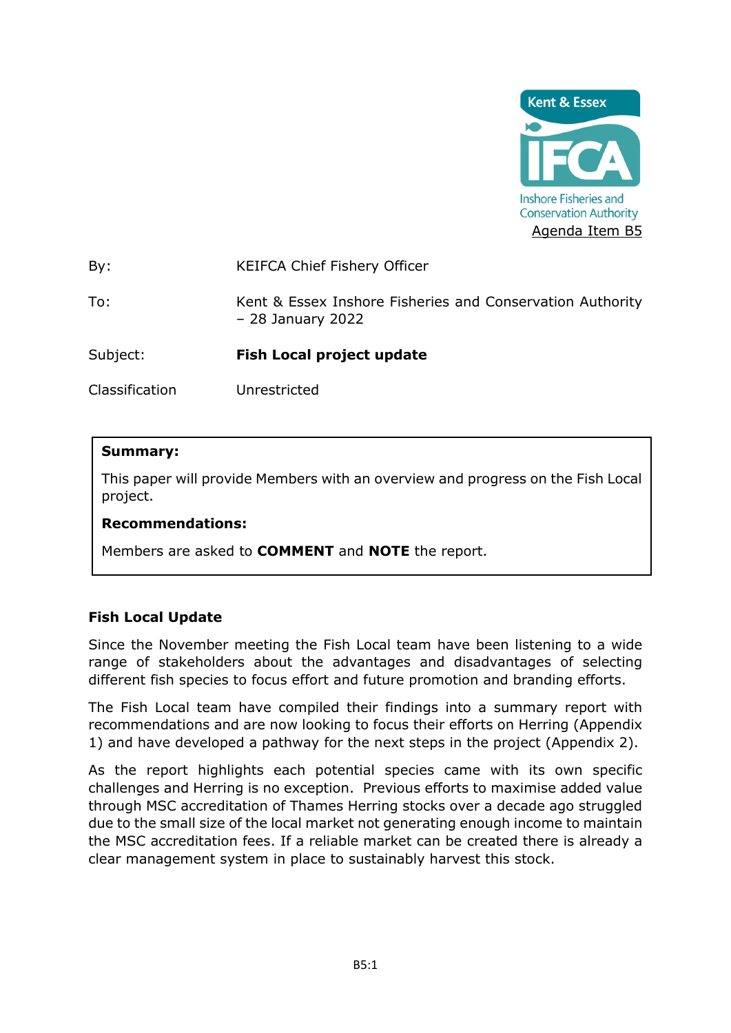Kent & Essex IFCA Inshore Fisheries and Conservation Authority

Agenda Item B5

| | |
|---|---|
| By: | KEIFCA Chief Fishery Officer |
| To: | Kent & Essex Inshore Fisheries and Conservation Authority – 28 January 2022 |
| Subject: | **Fish Local project update** |
| Classification | Unrestricted |

**Summary:**

This paper will provide Members with an overview and progress on the Fish Local project.

**Recommendations:**

Members are asked to **COMMENT** and **NOTE** the report.

## Fish Local Update

Since the November meeting the Fish Local team have been listening to a wide range of stakeholders about the advantages and disadvantages of selecting different fish species to focus effort and future promotion and branding efforts.

The Fish Local team have compiled their findings into a summary report with recommendations and are now looking to focus their efforts on Herring (Appendix 1) and have developed a pathway for the next steps in the project (Appendix 2).

As the report highlights each potential species came with its own specific challenges and Herring is no exception. Previous efforts to maximise added value through MSC accreditation of Thames Herring stocks over a decade ago struggled due to the small size of the local market not generating enough income to maintain the MSC accreditation fees. If a reliable market can be created there is already a clear management system in place to sustainably harvest this stock.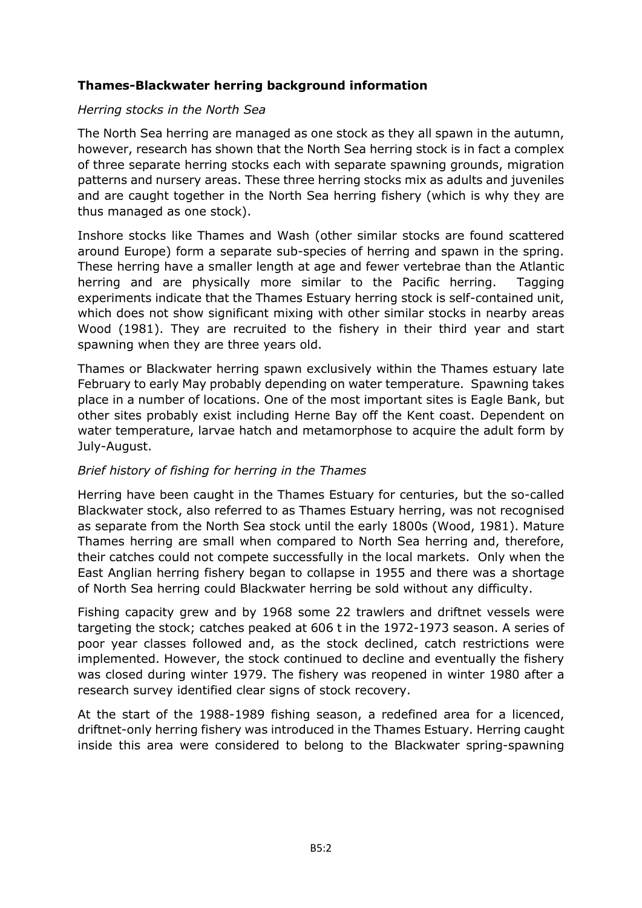**Thames-Blackwater herring background information**

*Herring stocks in the North Sea*

The North Sea herring are managed as one stock as they all spawn in the autumn, however, research has shown that the North Sea herring stock is in fact a complex of three separate herring stocks each with separate spawning grounds, migration patterns and nursery areas. These three herring stocks mix as adults and juveniles and are caught together in the North Sea herring fishery (which is why they are thus managed as one stock).

Inshore stocks like Thames and Wash (other similar stocks are found scattered around Europe) form a separate sub-species of herring and spawn in the spring. These herring have a smaller length at age and fewer vertebrae than the Atlantic herring and are physically more similar to the Pacific herring. Tagging experiments indicate that the Thames Estuary herring stock is self-contained unit, which does not show significant mixing with other similar stocks in nearby areas Wood (1981). They are recruited to the fishery in their third year and start spawning when they are three years old.

Thames or Blackwater herring spawn exclusively within the Thames estuary late February to early May probably depending on water temperature. Spawning takes place in a number of locations. One of the most important sites is Eagle Bank, but other sites probably exist including Herne Bay off the Kent coast. Dependent on water temperature, larvae hatch and metamorphose to acquire the adult form by July-August.

*Brief history of fishing for herring in the Thames*

Herring have been caught in the Thames Estuary for centuries, but the so-called Blackwater stock, also referred to as Thames Estuary herring, was not recognised as separate from the North Sea stock until the early 1800s (Wood, 1981). Mature Thames herring are small when compared to North Sea herring and, therefore, their catches could not compete successfully in the local markets. Only when the East Anglian herring fishery began to collapse in 1955 and there was a shortage of North Sea herring could Blackwater herring be sold without any difficulty.

Fishing capacity grew and by 1968 some 22 trawlers and driftnet vessels were targeting the stock; catches peaked at 606 t in the 1972-1973 season. A series of poor year classes followed and, as the stock declined, catch restrictions were implemented. However, the stock continued to decline and eventually the fishery was closed during winter 1979. The fishery was reopened in winter 1980 after a research survey identified clear signs of stock recovery.

At the start of the 1988-1989 fishing season, a redefined area for a licenced, driftnet-only herring fishery was introduced in the Thames Estuary. Herring caught inside this area were considered to belong to the Blackwater spring-spawning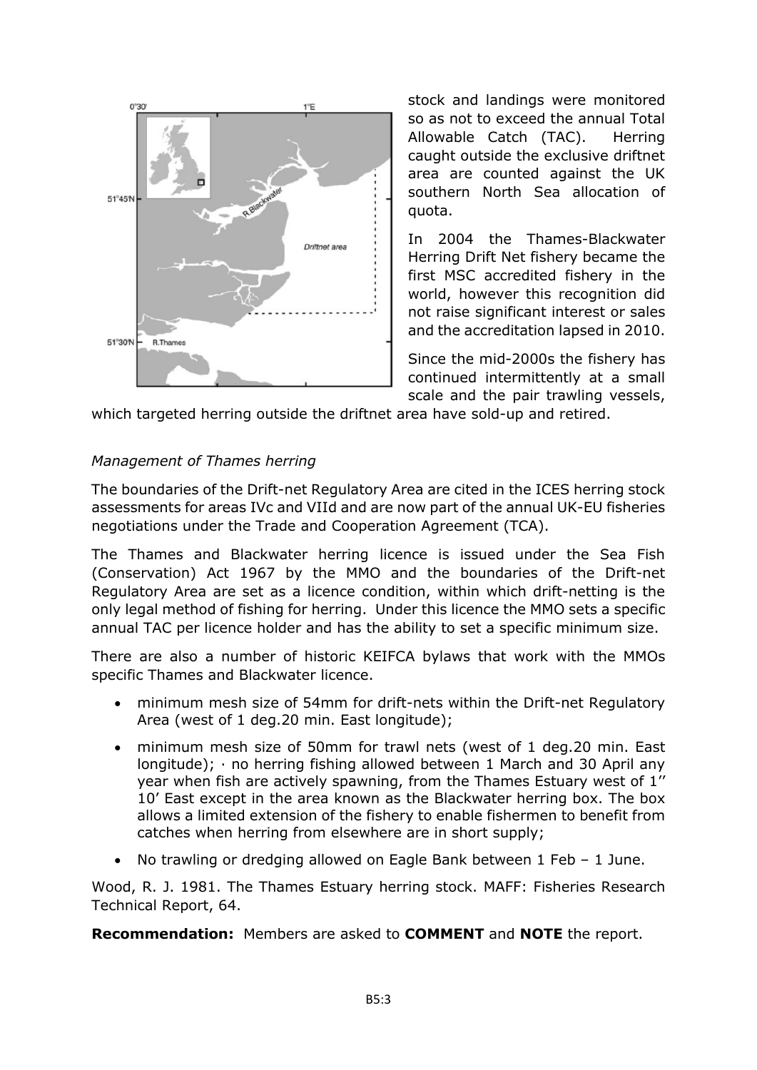0°30'

1°E

51°45'N

51°30'N

R.Blackwater

Driftnet area

R.Thames

stock and landings were monitored so as not to exceed the annual Total Allowable Catch (TAC). Herring caught outside the exclusive driftnet area are counted against the UK southern North Sea allocation of quota.

In 2004 the Thames-Blackwater Herring Drift Net fishery became the first MSC accredited fishery in the world, however this recognition did not raise significant interest or sales and the accreditation lapsed in 2010.

Since the mid-2000s the fishery has continued intermittently at a small scale and the pair trawling vessels, which targeted herring outside the driftnet area have sold-up and retired.

*Management of Thames herring*

The boundaries of the Drift-net Regulatory Area are cited in the ICES herring stock assessments for areas IVc and VIId and are now part of the annual UK-EU fisheries negotiations under the Trade and Cooperation Agreement (TCA).

The Thames and Blackwater herring licence is issued under the Sea Fish (Conservation) Act 1967 by the MMO and the boundaries of the Drift-net Regulatory Area are set as a licence condition, within which drift-netting is the only legal method of fishing for herring. Under this licence the MMO sets a specific annual TAC per licence holder and has the ability to set a specific minimum size.

There are also a number of historic KEIFCA bylaws that work with the MMOs specific Thames and Blackwater licence.

- minimum mesh size of 54mm for drift-nets within the Drift-net Regulatory Area (west of 1 deg.20 min. East longitude);
- minimum mesh size of 50mm for trawl nets (west of 1 deg.20 min. East longitude); · no herring fishing allowed between 1 March and 30 April any year when fish are actively spawning, from the Thames Estuary west of 1'' 10' East except in the area known as the Blackwater herring box. The box allows a limited extension of the fishery to enable fishermen to benefit from catches when herring from elsewhere are in short supply;
- No trawling or dredging allowed on Eagle Bank between 1 Feb – 1 June.

Wood, R. J. 1981. The Thames Estuary herring stock. MAFF: Fisheries Research Technical Report, 64.

**Recommendation:** Members are asked to **COMMENT** and **NOTE** the report.